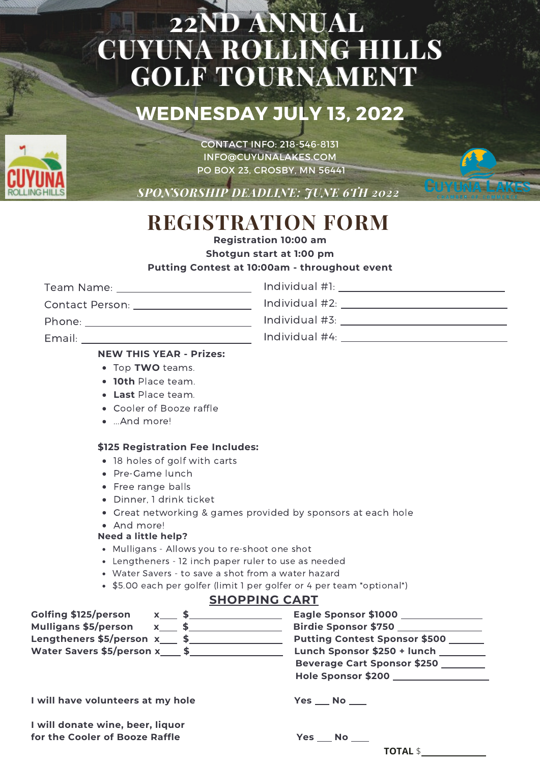# 22ND ANNUAL CUYUNA ROLLING HILLS GOLF TOURNAMENT

## WEDNESDAY JULY 13, 2022

CONTACT INFO: 218-546-8131
INFO@CUYUNALAKES.COM
PO BOX 23, CROSBY, MN 56441

*SPONSORSHIP DEADLINE: JUNE 6TH 2022*

# REGISTRATION FORM

**Registration 10:00 am**
**Shotgun start at 1:00 pm**
**Putting Contest at 10:00am - throughout event**

Team Name: ____________________
Contact Person: ____________________
Phone: ____________________
Email: ____________________

Individual #1: ____________________
Individual #2: ____________________
Individual #3: ____________________
Individual #4: ____________________

**NEW THIS YEAR - Prizes:**

- Top **TWO** teams.
- **10th** Place team.
- **Last** Place team.
- Cooler of Booze raffle
- ...And more!

**$125 Registration Fee Includes:**

- 18 holes of golf with carts
- Pre-Game lunch
- Free range balls
- Dinner, 1 drink ticket
- Great networking & games provided by sponsors at each hole
- And more!

**Need a little help?**

- Mulligans - Allows you to re-shoot one shot
- Lengtheners - 12 inch paper ruler to use as needed
- Water Savers - to save a shot from a water hazard
- $5.00 each per golfer (limit 1 per golfer or 4 per team *optional*)

## SHOPPING CART

**Golfing $125/person** x___ $____________
**Mulligans $5/person** x___ $____________
**Lengtheners $5/person** x___ $____________
**Water Savers $5/person** x___ $____________

**Eagle Sponsor $1000** ____________
**Birdie Sponsor $750** ____________
**Putting Contest Sponsor $500** ____________
**Lunch Sponsor $250 + lunch** ____________
**Beverage Cart Sponsor $250** ____________
**Hole Sponsor $200** ____________

**I will have volunteers at my hole** **Yes** ___ **No** ___

**I will donate wine, beer, liquor for the Cooler of Booze Raffle** **Yes** ___ **No** ___

**TOTAL** $____________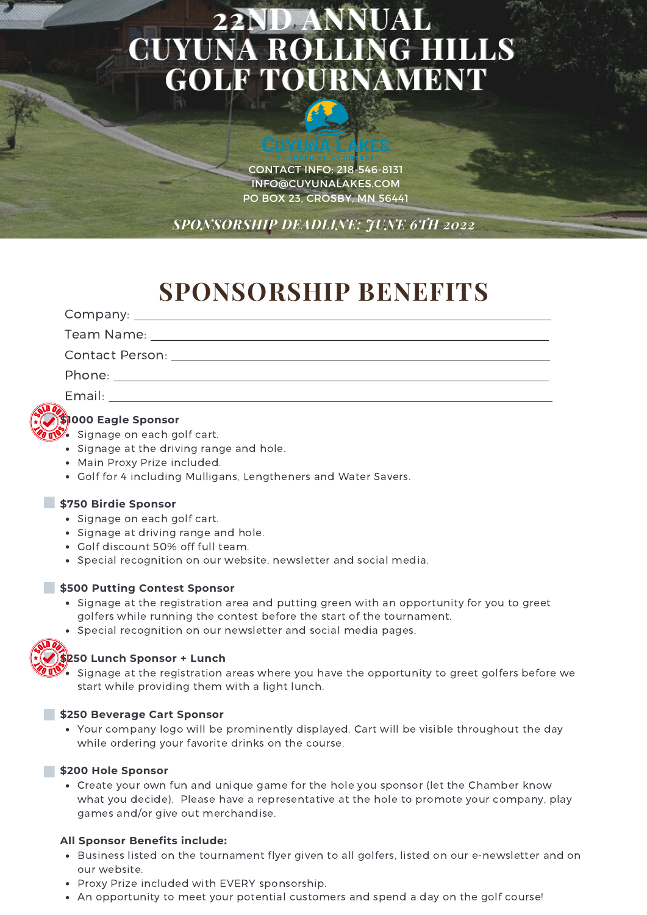# 22ND ANNUAL CUYUNA ROLLING HILLS GOLF TOURNAMENT

CUYUNA LAKES
CHAMBER OF COMMERCE

CONTACT INFO: 218-546-8131
INFO@CUYUNALAKES.COM
PO BOX 23, CROSBY, MN 56441

*SPONSORSHIP DEADLINE: JUNE 6TH 2022*

## SPONSORSHIP BENEFITS

Company: ______________________________

Team Name: ______________________________

Contact Person: ______________________________

Phone: ______________________________

Email: ______________________________

SOLD OUT **$1000 Eagle Sponsor**

- Signage on each golf cart.
- Signage at the driving range and hole.
- Main Proxy Prize included.
- Golf for 4 including Mulligans, Lengtheners and Water Savers.

☐ **$750 Birdie Sponsor**

- Signage on each golf cart.
- Signage at driving range and hole.
- Golf discount 50% off full team.
- Special recognition on our website, newsletter and social media.

☐ **$500 Putting Contest Sponsor**

- Signage at the registration area and putting green with an opportunity for you to greet golfers while running the contest before the start of the tournament.
- Special recognition on our newsletter and social media pages.

SOLD OUT **$250 Lunch Sponsor + Lunch**

- Signage at the registration areas where you have the opportunity to greet golfers before we start while providing them with a light lunch.

☐ **$250 Beverage Cart Sponsor**

- Your company logo will be prominently displayed. Cart will be visible throughout the day while ordering your favorite drinks on the course.

☐ **$200 Hole Sponsor**

- Create your own fun and unique game for the hole you sponsor (let the Chamber know what you decide). Please have a representative at the hole to promote your company, play games and/or give out merchandise.

**All Sponsor Benefits include:**

- Business listed on the tournament flyer given to all golfers, listed on our e-newsletter and on our website.
- Proxy Prize included with EVERY sponsorship.
- An opportunity to meet your potential customers and spend a day on the golf course!